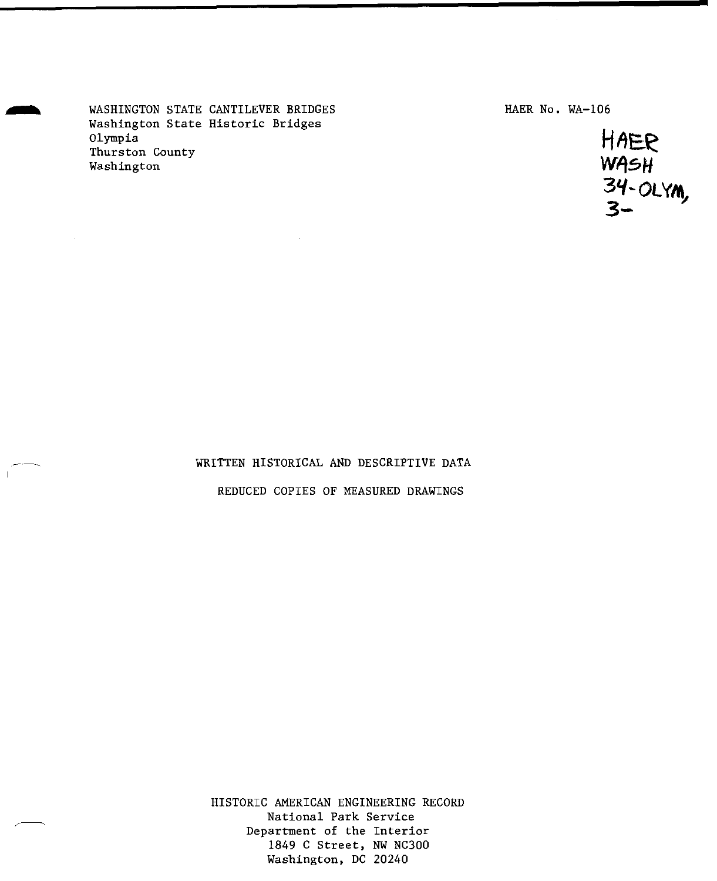WASHINGTON STATE CANTILEVER BRIDGES
Washington State Historic Bridges
Olympia
Thurston County
Washington

HAER No. WA-106

HAER
WASH
34-OLYM,
3-

WRITTEN HISTORICAL AND DESCRIPTIVE DATA

REDUCED COPIES OF MEASURED DRAWINGS

HISTORIC AMERICAN ENGINEERING RECORD
National Park Service
Department of the Interior
1849 C Street, NW NC300
Washington, DC 20240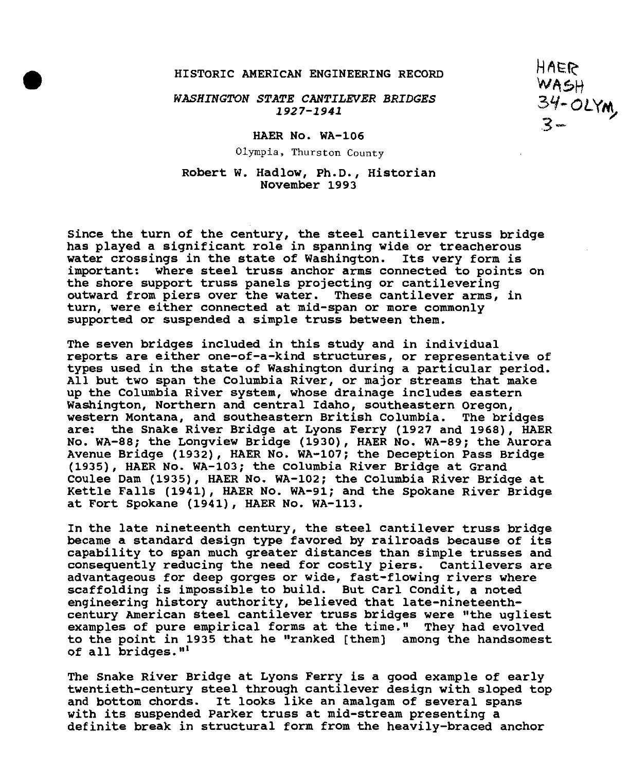HISTORIC AMERICAN ENGINEERING RECORD

HAER WASH 34-OLYM, 3-

*WASHINGTON STATE CANTILEVER BRIDGES*
*1927-1941*

**HAER No. WA-106**

Olympia, Thurston County

Robert W. Hadlow, Ph.D., Historian
November 1993

Since the turn of the century, the steel cantilever truss bridge has played a significant role in spanning wide or treacherous water crossings in the state of Washington. Its very form is important: where steel truss anchor arms connected to points on the shore support truss panels projecting or cantilevering outward from piers over the water. These cantilever arms, in turn, were either connected at mid-span or more commonly supported or suspended a simple truss between them.

The seven bridges included in this study and in individual reports are either one-of-a-kind structures, or representative of types used in the state of Washington during a particular period. All but two span the Columbia River, or major streams that make up the Columbia River system, whose drainage includes eastern Washington, Northern and central Idaho, southeastern Oregon, western Montana, and southeastern British Columbia. The bridges are: the Snake River Bridge at Lyons Ferry (1927 and 1968), HAER No. WA-88; the Longview Bridge (1930), HAER No. WA-89; the Aurora Avenue Bridge (1932), HAER No. WA-107; the Deception Pass Bridge (1935), HAER No. WA-103; the Columbia River Bridge at Grand Coulee Dam (1935), HAER No. WA-102; the Columbia River Bridge at Kettle Falls (1941), HAER No. WA-91; and the Spokane River Bridge at Fort Spokane (1941), HAER No. WA-113.

In the late nineteenth century, the steel cantilever truss bridge became a standard design type favored by railroads because of its capability to span much greater distances than simple trusses and consequently reducing the need for costly piers. Cantilevers are advantageous for deep gorges or wide, fast-flowing rivers where scaffolding is impossible to build. But Carl Condit, a noted engineering history authority, believed that late-nineteenth-century American steel cantilever truss bridges were "the ugliest examples of pure empirical forms at the time." They had evolved to the point in 1935 that he "ranked [them] among the handsomest of all bridges."[1]

The Snake River Bridge at Lyons Ferry is a good example of early twentieth-century steel through cantilever design with sloped top and bottom chords. It looks like an amalgam of several spans with its suspended Parker truss at mid-stream presenting a definite break in structural form from the heavily-braced anchor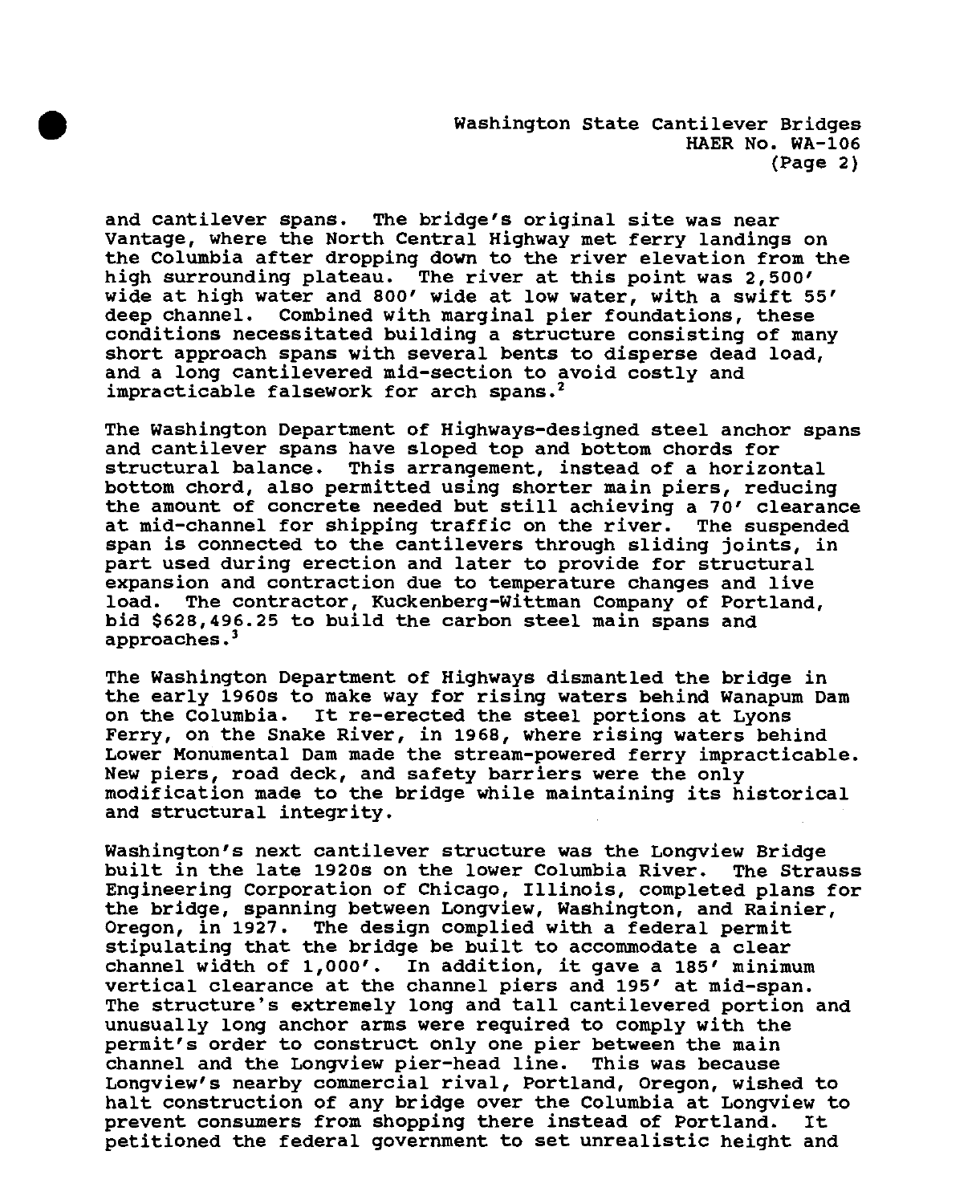and cantilever spans. The bridge's original site was near Vantage, where the North Central Highway met ferry landings on the Columbia after dropping down to the river elevation from the high surrounding plateau. The river at this point was 2,500' wide at high water and 800' wide at low water, with a swift 55' deep channel. Combined with marginal pier foundations, these conditions necessitated building a structure consisting of many short approach spans with several bents to disperse dead load, and a long cantilevered mid-section to avoid costly and impracticable falsework for arch spans.[2]

The Washington Department of Highways-designed steel anchor spans and cantilever spans have sloped top and bottom chords for structural balance. This arrangement, instead of a horizontal bottom chord, also permitted using shorter main piers, reducing the amount of concrete needed but still achieving a 70' clearance at mid-channel for shipping traffic on the river. The suspended span is connected to the cantilevers through sliding joints, in part used during erection and later to provide for structural expansion and contraction due to temperature changes and live load. The contractor, Kuckenberg-Wittman Company of Portland, bid $628,496.25 to build the carbon steel main spans and approaches.[3]

The Washington Department of Highways dismantled the bridge in the early 1960s to make way for rising waters behind Wanapum Dam on the Columbia. It re-erected the steel portions at Lyons Ferry, on the Snake River, in 1968, where rising waters behind Lower Monumental Dam made the stream-powered ferry impracticable. New piers, road deck, and safety barriers were the only modification made to the bridge while maintaining its historical and structural integrity.

Washington's next cantilever structure was the Longview Bridge built in the late 1920s on the lower Columbia River. The Strauss Engineering Corporation of Chicago, Illinois, completed plans for the bridge, spanning between Longview, Washington, and Rainier, Oregon, in 1927. The design complied with a federal permit stipulating that the bridge be built to accommodate a clear channel width of 1,000'. In addition, it gave a 185' minimum vertical clearance at the channel piers and 195' at mid-span. The structure's extremely long and tall cantilevered portion and unusually long anchor arms were required to comply with the permit's order to construct only one pier between the main channel and the Longview pier-head line. This was because Longview's nearby commercial rival, Portland, Oregon, wished to halt construction of any bridge over the Columbia at Longview to prevent consumers from shopping there instead of Portland. It petitioned the federal government to set unrealistic height and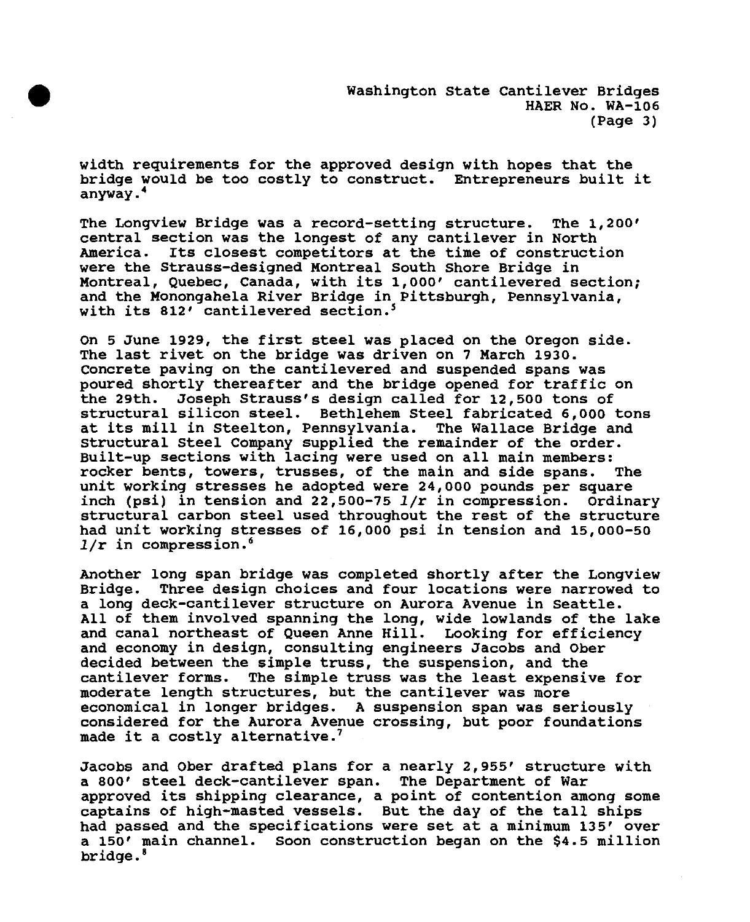width requirements for the approved design with hopes that the bridge would be too costly to construct. Entrepreneurs built it anyway.[4]

The Longview Bridge was a record-setting structure. The 1,200' central section was the longest of any cantilever in North America. Its closest competitors at the time of construction were the Strauss-designed Montreal South Shore Bridge in Montreal, Quebec, Canada, with its 1,000' cantilevered section; and the Monongahela River Bridge in Pittsburgh, Pennsylvania, with its 812' cantilevered section.[5]

On 5 June 1929, the first steel was placed on the Oregon side. The last rivet on the bridge was driven on 7 March 1930. Concrete paving on the cantilevered and suspended spans was poured shortly thereafter and the bridge opened for traffic on the 29th. Joseph Strauss's design called for 12,500 tons of structural silicon steel. Bethlehem Steel fabricated 6,000 tons at its mill in Steelton, Pennsylvania. The Wallace Bridge and Structural Steel Company supplied the remainder of the order. Built-up sections with lacing were used on all main members: rocker bents, towers, trusses, of the main and side spans. The unit working stresses he adopted were 24,000 pounds per square inch (psi) in tension and 22,500-75 $l/r$ in compression. Ordinary structural carbon steel used throughout the rest of the structure had unit working stresses of 16,000 psi in tension and 15,000-50 $l/r$ in compression.[6]

Another long span bridge was completed shortly after the Longview Bridge. Three design choices and four locations were narrowed to a long deck-cantilever structure on Aurora Avenue in Seattle. All of them involved spanning the long, wide lowlands of the lake and canal northeast of Queen Anne Hill. Looking for efficiency and economy in design, consulting engineers Jacobs and Ober decided between the simple truss, the suspension, and the cantilever forms. The simple truss was the least expensive for moderate length structures, but the cantilever was more economical in longer bridges. A suspension span was seriously considered for the Aurora Avenue crossing, but poor foundations made it a costly alternative.[7]

Jacobs and Ober drafted plans for a nearly 2,955' structure with a 800' steel deck-cantilever span. The Department of War approved its shipping clearance, a point of contention among some captains of high-masted vessels. But the day of the tall ships had passed and the specifications were set at a minimum 135' over a 150' main channel. Soon construction began on the $4.5 million bridge.[8]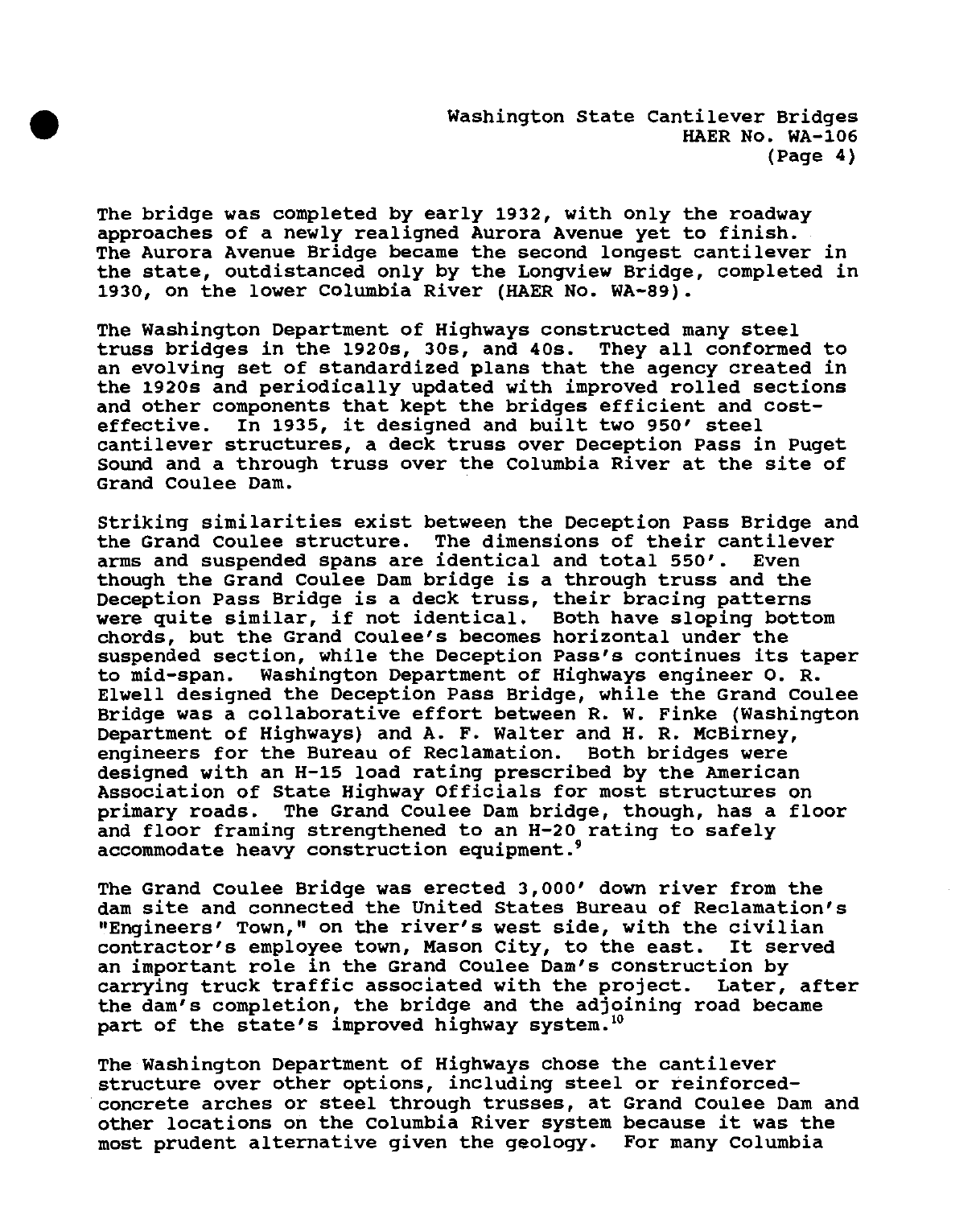The bridge was completed by early 1932, with only the roadway approaches of a newly realigned Aurora Avenue yet to finish. The Aurora Avenue Bridge became the second longest cantilever in the state, outdistanced only by the Longview Bridge, completed in 1930, on the lower Columbia River (HAER No. WA-89).

The Washington Department of Highways constructed many steel truss bridges in the 1920s, 30s, and 40s. They all conformed to an evolving set of standardized plans that the agency created in the 1920s and periodically updated with improved rolled sections and other components that kept the bridges efficient and cost-effective. In 1935, it designed and built two 950′ steel cantilever structures, a deck truss over Deception Pass in Puget Sound and a through truss over the Columbia River at the site of Grand Coulee Dam.

Striking similarities exist between the Deception Pass Bridge and the Grand Coulee structure. The dimensions of their cantilever arms and suspended spans are identical and total 550′. Even though the Grand Coulee Dam bridge is a through truss and the Deception Pass Bridge is a deck truss, their bracing patterns were quite similar, if not identical. Both have sloping bottom chords, but the Grand Coulee's becomes horizontal under the suspended section, while the Deception Pass's continues its taper to mid-span. Washington Department of Highways engineer O. R. Elwell designed the Deception Pass Bridge, while the Grand Coulee Bridge was a collaborative effort between R. W. Finke (Washington Department of Highways) and A. F. Walter and H. R. McBirney, engineers for the Bureau of Reclamation. Both bridges were designed with an H-15 load rating prescribed by the American Association of State Highway Officials for most structures on primary roads. The Grand Coulee Dam bridge, though, has a floor and floor framing strengthened to an H-20 rating to safely accommodate heavy construction equipment.[9]

The Grand Coulee Bridge was erected 3,000′ down river from the dam site and connected the United States Bureau of Reclamation's "Engineers' Town," on the river's west side, with the civilian contractor's employee town, Mason City, to the east. It served an important role in the Grand Coulee Dam's construction by carrying truck traffic associated with the project. Later, after the dam's completion, the bridge and the adjoining road became part of the state's improved highway system.[10]

The Washington Department of Highways chose the cantilever structure over other options, including steel or reinforced-concrete arches or steel through trusses, at Grand Coulee Dam and other locations on the Columbia River system because it was the most prudent alternative given the geology. For many Columbia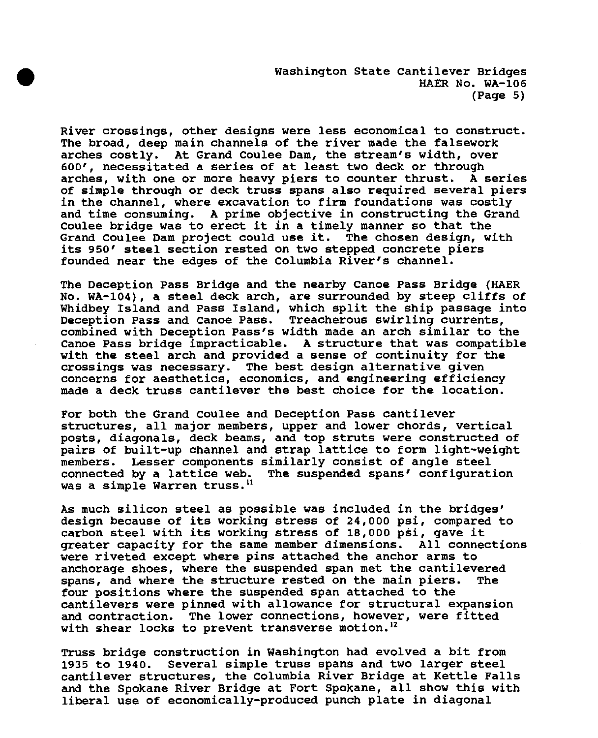River crossings, other designs were less economical to construct. The broad, deep main channels of the river made the falsework arches costly. At Grand Coulee Dam, the stream's width, over 600', necessitated a series of at least two deck or through arches, with one or more heavy piers to counter thrust. A series of simple through or deck truss spans also required several piers in the channel, where excavation to firm foundations was costly and time consuming. A prime objective in constructing the Grand Coulee bridge was to erect it in a timely manner so that the Grand Coulee Dam project could use it. The chosen design, with its 950' steel section rested on two stepped concrete piers founded near the edges of the Columbia River's channel.

The Deception Pass Bridge and the nearby Canoe Pass Bridge (HAER No. WA-104), a steel deck arch, are surrounded by steep cliffs of Whidbey Island and Pass Island, which split the ship passage into Deception Pass and Canoe Pass. Treacherous swirling currents, combined with Deception Pass's width made an arch similar to the Canoe Pass bridge impracticable. A structure that was compatible with the steel arch and provided a sense of continuity for the crossings was necessary. The best design alternative given concerns for aesthetics, economics, and engineering efficiency made a deck truss cantilever the best choice for the location.

For both the Grand Coulee and Deception Pass cantilever structures, all major members, upper and lower chords, vertical posts, diagonals, deck beams, and top struts were constructed of pairs of built-up channel and strap lattice to form light-weight members. Lesser components similarly consist of angle steel connected by a lattice web. The suspended spans' configuration was a simple Warren truss.[11]

As much silicon steel as possible was included in the bridges' design because of its working stress of 24,000 psi, compared to carbon steel with its working stress of 18,000 psi, gave it greater capacity for the same member dimensions. All connections were riveted except where pins attached the anchor arms to anchorage shoes, where the suspended span met the cantilevered spans, and where the structure rested on the main piers. The four positions where the suspended span attached to the cantilevers were pinned with allowance for structural expansion and contraction. The lower connections, however, were fitted with shear locks to prevent transverse motion.[12]

Truss bridge construction in Washington had evolved a bit from 1935 to 1940. Several simple truss spans and two larger steel cantilever structures, the Columbia River Bridge at Kettle Falls and the Spokane River Bridge at Fort Spokane, all show this with liberal use of economically-produced punch plate in diagonal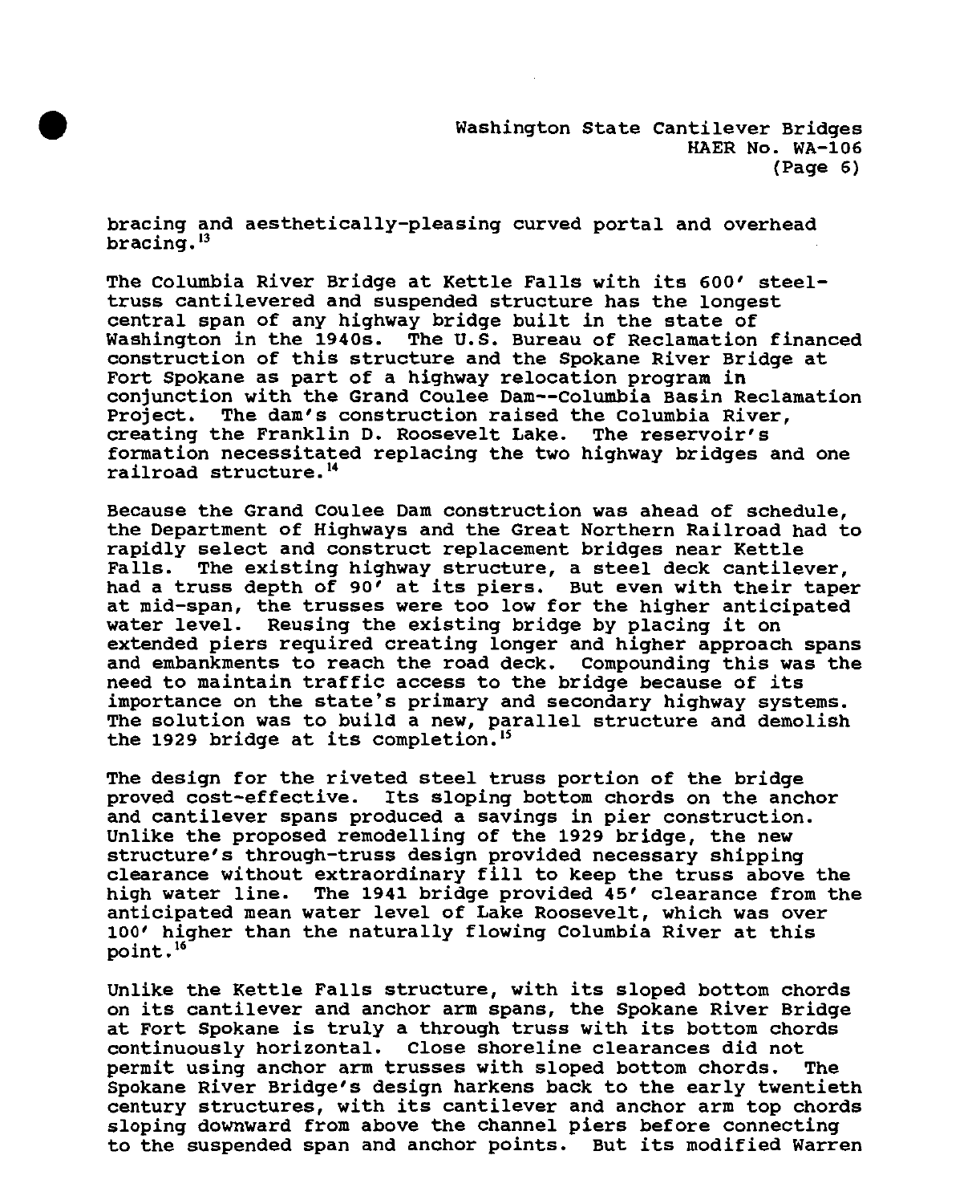bracing and aesthetically-pleasing curved portal and overhead bracing.[13]

The Columbia River Bridge at Kettle Falls with its 600' steel-truss cantilevered and suspended structure has the longest central span of any highway bridge built in the state of Washington in the 1940s. The U.S. Bureau of Reclamation financed construction of this structure and the Spokane River Bridge at Fort Spokane as part of a highway relocation program in conjunction with the Grand Coulee Dam--Columbia Basin Reclamation Project. The dam's construction raised the Columbia River, creating the Franklin D. Roosevelt Lake. The reservoir's formation necessitated replacing the two highway bridges and one railroad structure.[14]

Because the Grand Coulee Dam construction was ahead of schedule, the Department of Highways and the Great Northern Railroad had to rapidly select and construct replacement bridges near Kettle Falls. The existing highway structure, a steel deck cantilever, had a truss depth of 90' at its piers. But even with their taper at mid-span, the trusses were too low for the higher anticipated water level. Reusing the existing bridge by placing it on extended piers required creating longer and higher approach spans and embankments to reach the road deck. Compounding this was the need to maintain traffic access to the bridge because of its importance on the state's primary and secondary highway systems. The solution was to build a new, parallel structure and demolish the 1929 bridge at its completion.[15]

The design for the riveted steel truss portion of the bridge proved cost-effective. Its sloping bottom chords on the anchor and cantilever spans produced a savings in pier construction. Unlike the proposed remodelling of the 1929 bridge, the new structure's through-truss design provided necessary shipping clearance without extraordinary fill to keep the truss above the high water line. The 1941 bridge provided 45' clearance from the anticipated mean water level of Lake Roosevelt, which was over 100' higher than the naturally flowing Columbia River at this point.[16]

Unlike the Kettle Falls structure, with its sloped bottom chords on its cantilever and anchor arm spans, the Spokane River Bridge at Fort Spokane is truly a through truss with its bottom chords continuously horizontal. Close shoreline clearances did not permit using anchor arm trusses with sloped bottom chords. The Spokane River Bridge's design harkens back to the early twentieth century structures, with its cantilever and anchor arm top chords sloping downward from above the channel piers before connecting to the suspended span and anchor points. But its modified Warren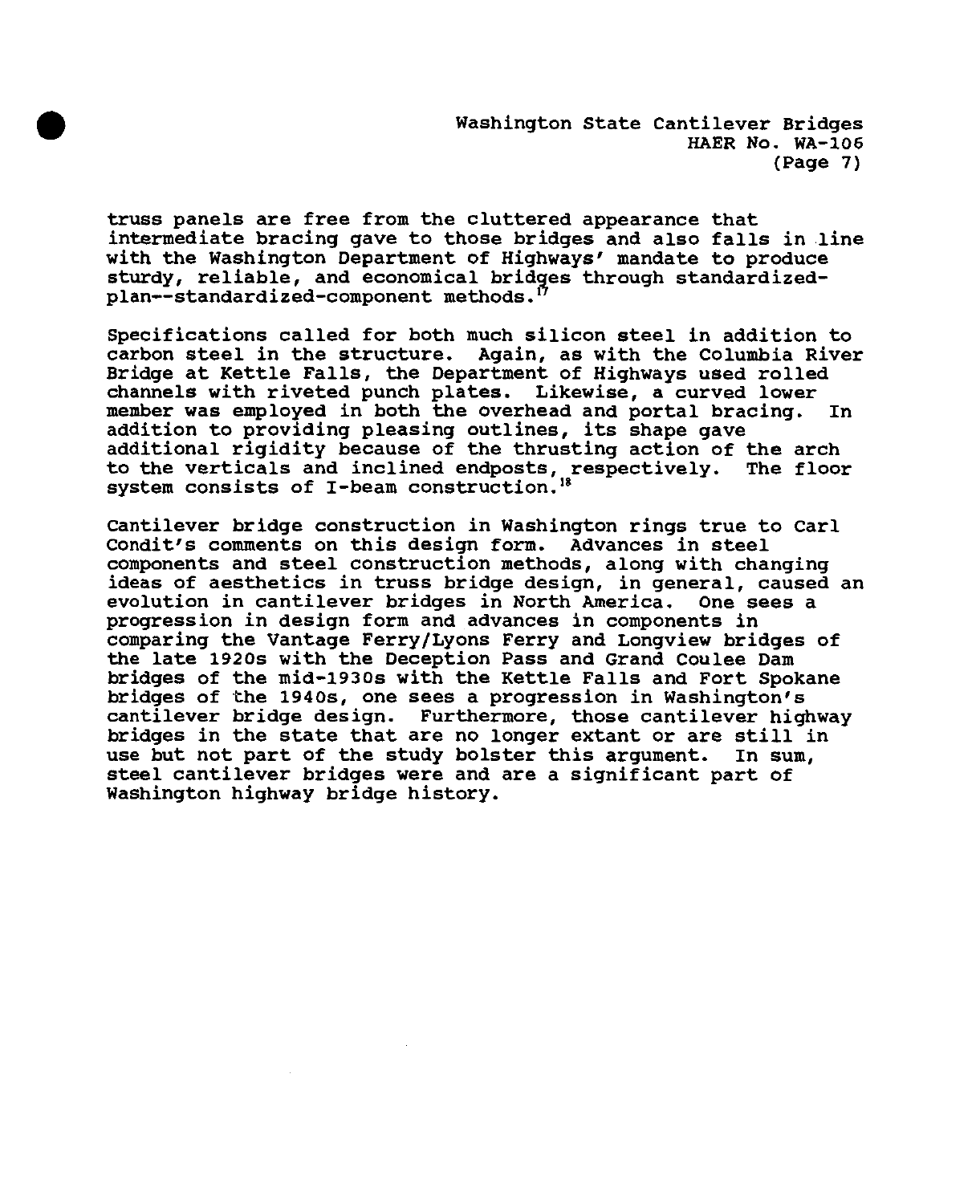truss panels are free from the cluttered appearance that intermediate bracing gave to those bridges and also falls in line with the Washington Department of Highways' mandate to produce sturdy, reliable, and economical bridges through standardized-plan--standardized-component methods.[17]

Specifications called for both much silicon steel in addition to carbon steel in the structure. Again, as with the Columbia River Bridge at Kettle Falls, the Department of Highways used rolled channels with riveted punch plates. Likewise, a curved lower member was employed in both the overhead and portal bracing. In addition to providing pleasing outlines, its shape gave additional rigidity because of the thrusting action of the arch to the verticals and inclined endposts, respectively. The floor system consists of I-beam construction.[18]

Cantilever bridge construction in Washington rings true to Carl Condit's comments on this design form. Advances in steel components and steel construction methods, along with changing ideas of aesthetics in truss bridge design, in general, caused an evolution in cantilever bridges in North America. One sees a progression in design form and advances in components in comparing the Vantage Ferry/Lyons Ferry and Longview bridges of the late 1920s with the Deception Pass and Grand Coulee Dam bridges of the mid-1930s with the Kettle Falls and Fort Spokane bridges of the 1940s, one sees a progression in Washington's cantilever bridge design. Furthermore, those cantilever highway bridges in the state that are no longer extant or are still in use but not part of the study bolster this argument. In sum, steel cantilever bridges were and are a significant part of Washington highway bridge history.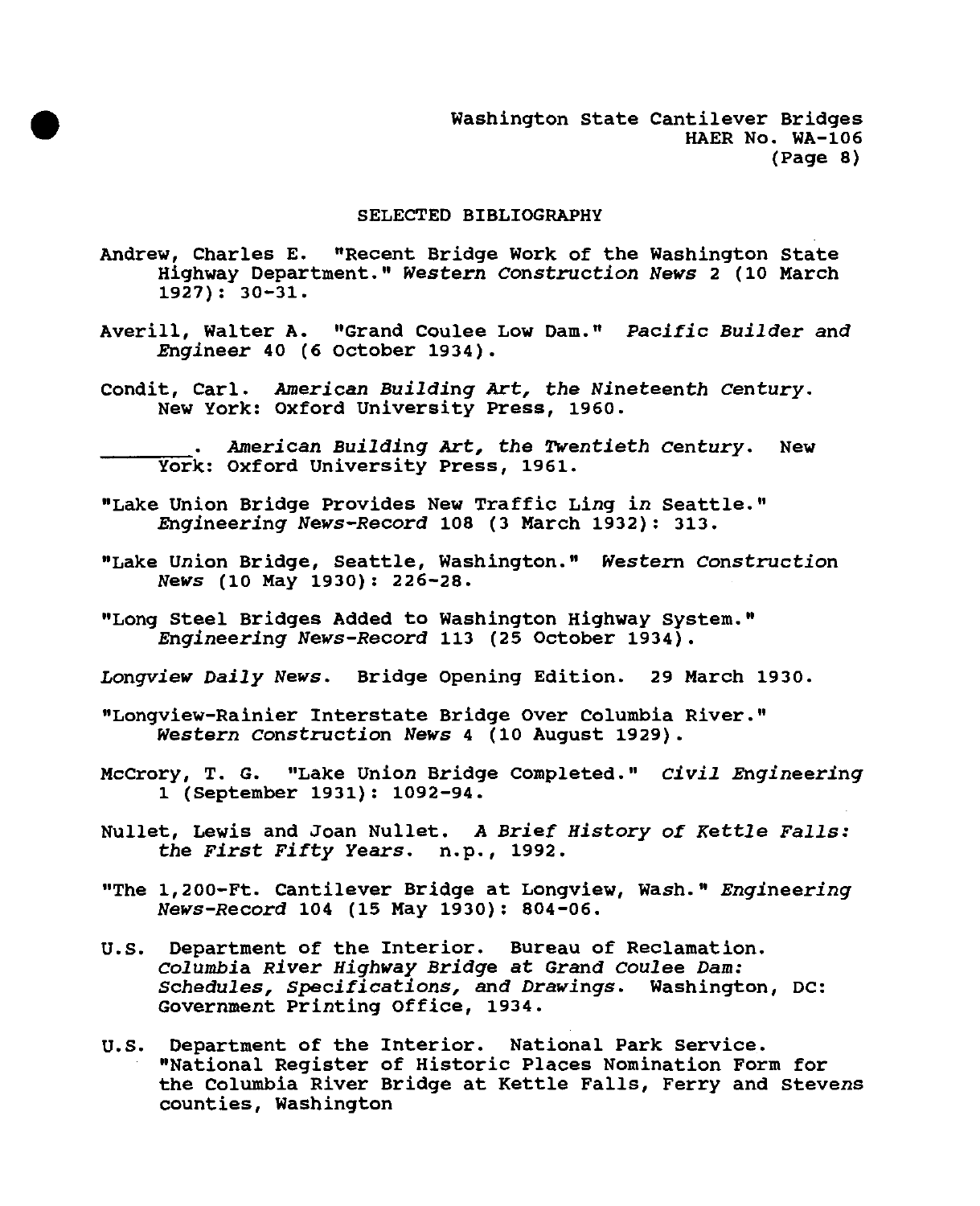## SELECTED BIBLIOGRAPHY

Andrew, Charles E. "Recent Bridge Work of the Washington State Highway Department." *Western Construction News* 2 (10 March 1927): 30-31.

Averill, Walter A. "Grand Coulee Low Dam." *Pacific Builder and Engineer* 40 (6 October 1934).

Condit, Carl. *American Building Art, the Nineteenth Century*. New York: Oxford University Press, 1960.

________. *American Building Art, the Twentieth Century*. New York: Oxford University Press, 1961.

"Lake Union Bridge Provides New Traffic Ling in Seattle." *Engineering News-Record* 108 (3 March 1932): 313.

"Lake Union Bridge, Seattle, Washington." *Western Construction News* (10 May 1930): 226-28.

"Long Steel Bridges Added to Washington Highway System." *Engineering News-Record* 113 (25 October 1934).

*Longview Daily News*. Bridge Opening Edition. 29 March 1930.

"Longview-Rainier Interstate Bridge Over Columbia River." *Western Construction News* 4 (10 August 1929).

McCrory, T. G. "Lake Union Bridge Completed." *Civil Engineering* 1 (September 1931): 1092-94.

Nullet, Lewis and Joan Nullet. *A Brief History of Kettle Falls: the First Fifty Years*. n.p., 1992.

"The 1,200-Ft. Cantilever Bridge at Longview, Wash." *Engineering News-Record* 104 (15 May 1930): 804-06.

U.S. Department of the Interior. Bureau of Reclamation. *Columbia River Highway Bridge at Grand Coulee Dam: Schedules, Specifications, and Drawings*. Washington, DC: Government Printing Office, 1934.

U.S. Department of the Interior. National Park Service. "National Register of Historic Places Nomination Form for the Columbia River Bridge at Kettle Falls, Ferry and Stevens counties, Washington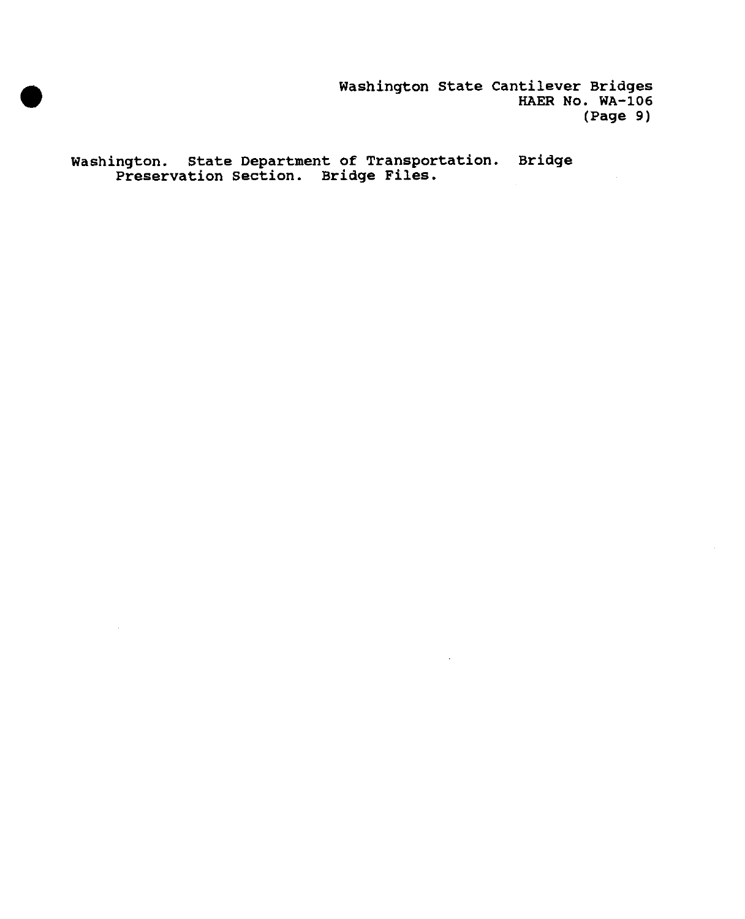Washington. State Department of Transportation. Bridge Preservation Section. Bridge Files.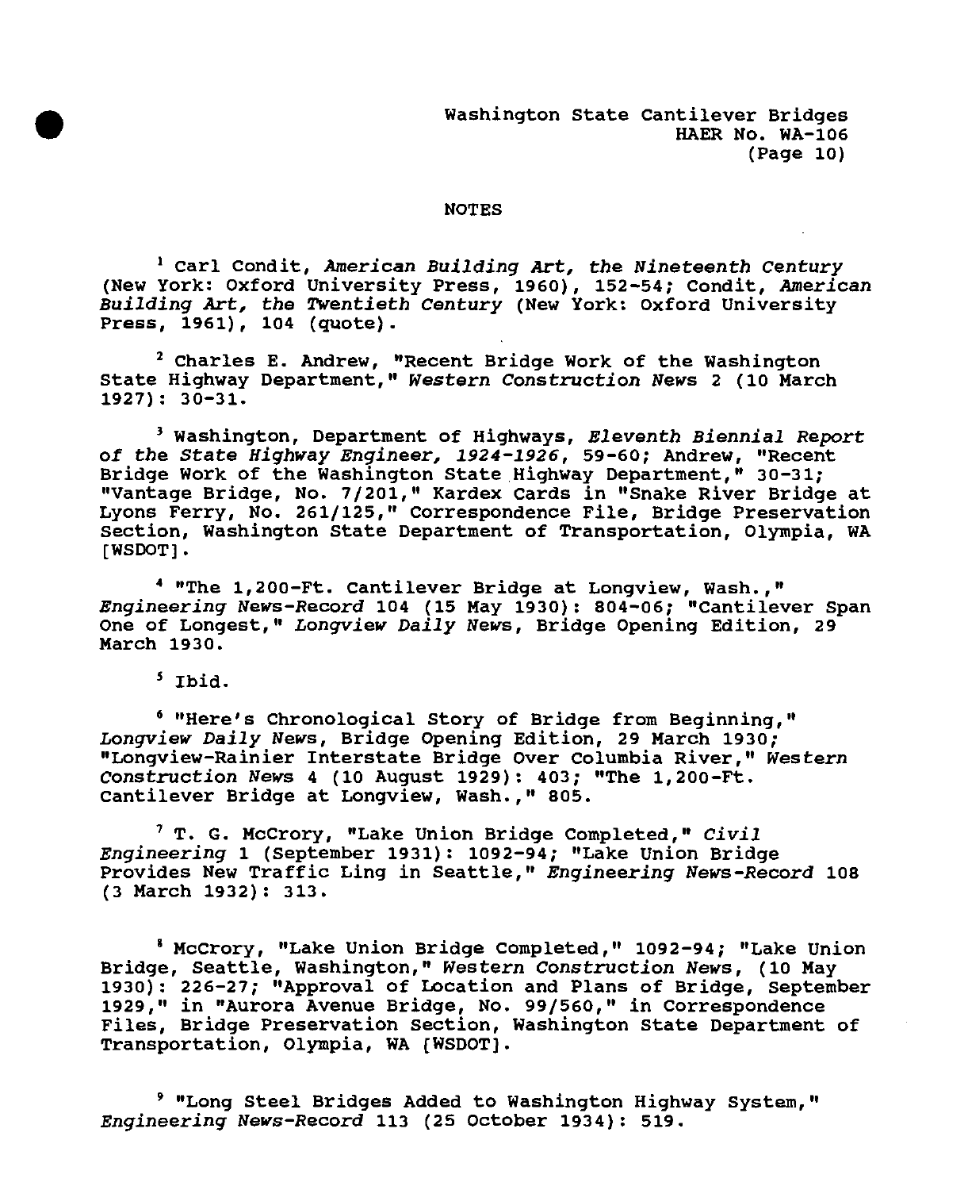## NOTES

[1] Carl Condit, *American Building Art, the Nineteenth Century* (New York: Oxford University Press, 1960), 152-54; Condit, *American Building Art, the Twentieth Century* (New York: Oxford University Press, 1961), 104 (quote).

[2] Charles E. Andrew, "Recent Bridge Work of the Washington State Highway Department," *Western Construction News* 2 (10 March 1927): 30-31.

[3] Washington, Department of Highways, *Eleventh Biennial Report of the State Highway Engineer, 1924-1926*, 59-60; Andrew, "Recent Bridge Work of the Washington State Highway Department," 30-31; "Vantage Bridge, No. 7/201," Kardex Cards in "Snake River Bridge at Lyons Ferry, No. 261/125," Correspondence File, Bridge Preservation Section, Washington State Department of Transportation, Olympia, WA [WSDOT].

[4] "The 1,200-Ft. Cantilever Bridge at Longview, Wash.," *Engineering News-Record* 104 (15 May 1930): 804-06; "Cantilever Span One of Longest," *Longview Daily News*, Bridge Opening Edition, 29 March 1930.

[5] Ibid.

[6] "Here's Chronological Story of Bridge from Beginning," *Longview Daily News*, Bridge Opening Edition, 29 March 1930; "Longview-Rainier Interstate Bridge Over Columbia River," *Western Construction News* 4 (10 August 1929): 403; "The 1,200-Ft. Cantilever Bridge at Longview, Wash.," 805.

[7] T. G. McCrory, "Lake Union Bridge Completed," *Civil Engineering* 1 (September 1931): 1092-94; "Lake Union Bridge Provides New Traffic Ling in Seattle," *Engineering News-Record* 108 (3 March 1932): 313.

[8] McCrory, "Lake Union Bridge Completed," 1092-94; "Lake Union Bridge, Seattle, Washington," *Western Construction News*, (10 May 1930): 226-27; "Approval of Location and Plans of Bridge, September 1929," in "Aurora Avenue Bridge, No. 99/560," in Correspondence Files, Bridge Preservation Section, Washington State Department of Transportation, Olympia, WA [WSDOT].

[9] "Long Steel Bridges Added to Washington Highway System," *Engineering News-Record* 113 (25 October 1934): 519.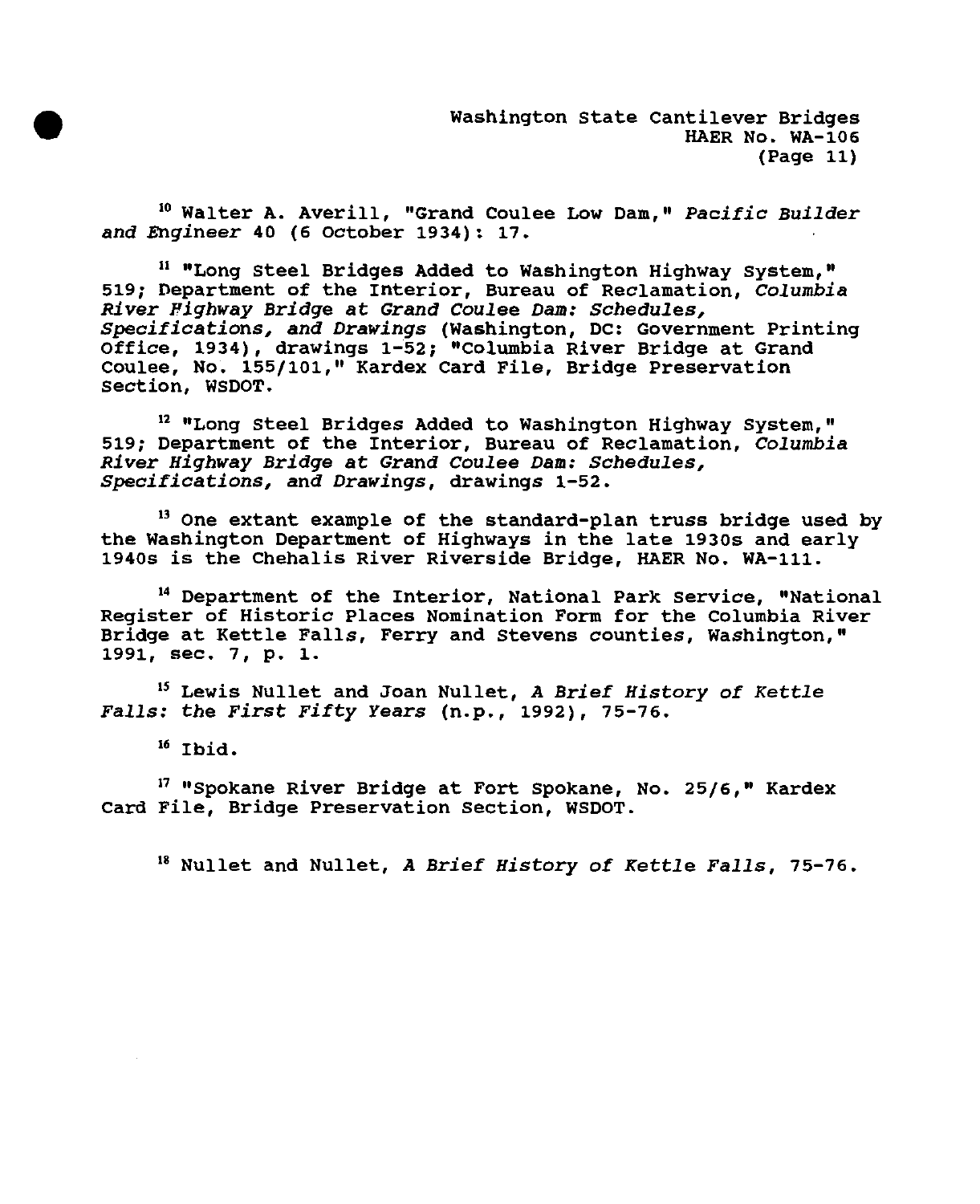[10] Walter A. Averill, "Grand Coulee Low Dam," *Pacific Builder and Engineer* 40 (6 October 1934): 17.

[11] "Long Steel Bridges Added to Washington Highway System," 519; Department of the Interior, Bureau of Reclamation, *Columbia River Highway Bridge at Grand Coulee Dam: Schedules, Specifications, and Drawings* (Washington, DC: Government Printing Office, 1934), drawings 1-52; "Columbia River Bridge at Grand Coulee, No. 155/101," Kardex Card File, Bridge Preservation Section, WSDOT.

[12] "Long Steel Bridges Added to Washington Highway System," 519; Department of the Interior, Bureau of Reclamation, *Columbia River Highway Bridge at Grand Coulee Dam: Schedules, Specifications, and Drawings*, drawings 1-52.

[13] One extant example of the standard-plan truss bridge used by the Washington Department of Highways in the late 1930s and early 1940s is the Chehalis River Riverside Bridge, HAER No. WA-111.

[14] Department of the Interior, National Park Service, "National Register of Historic Places Nomination Form for the Columbia River Bridge at Kettle Falls, Ferry and Stevens counties, Washington," 1991, sec. 7, p. 1.

[15] Lewis Nullet and Joan Nullet, *A Brief History of Kettle Falls: the First Fifty Years* (n.p., 1992), 75-76.

[16] Ibid.

[17] "Spokane River Bridge at Fort Spokane, No. 25/6," Kardex Card File, Bridge Preservation Section, WSDOT.

[18] Nullet and Nullet, *A Brief History of Kettle Falls*, 75-76.